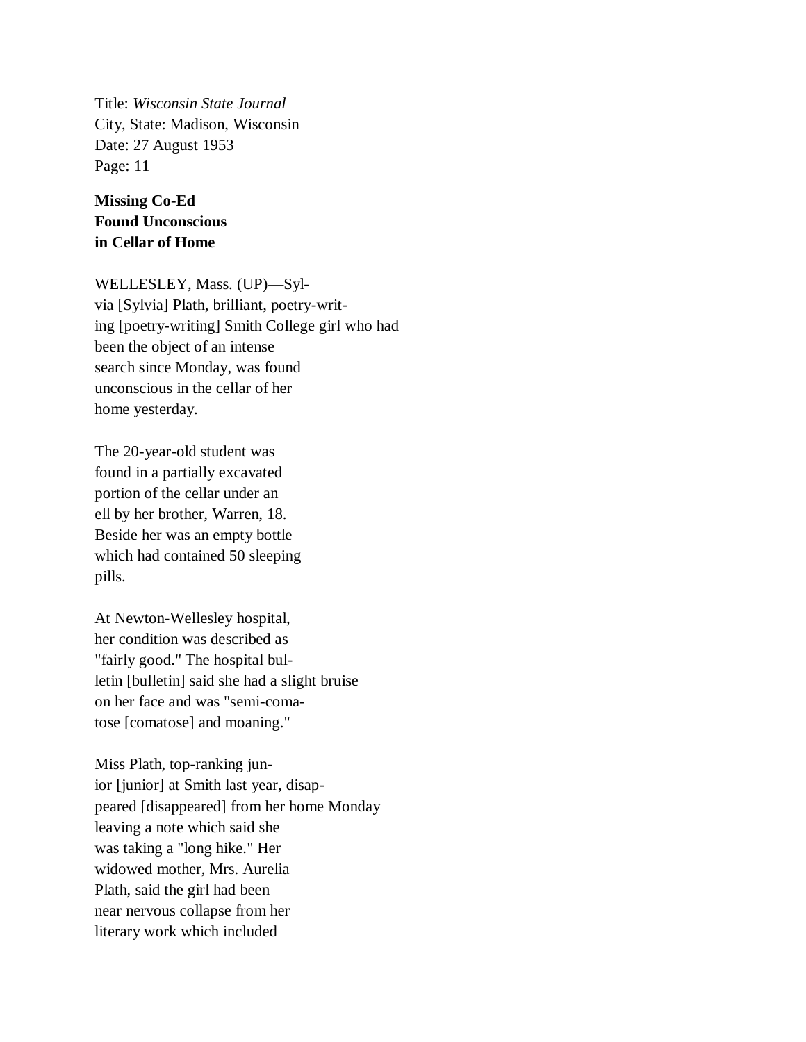Title: *Wisconsin State Journal*
City, State: Madison, Wisconsin
Date: 27 August 1953
Page: 11

**Missing Co-Ed**
**Found Unconscious**
**in Cellar of Home**

WELLESLEY, Mass. (UP)—Syl-
via [Sylvia] Plath, brilliant, poetry-writ-
ing [poetry-writing] Smith College girl who had
been the object of an intense
search since Monday, was found
unconscious in the cellar of her
home yesterday.

The 20-year-old student was
found in a partially excavated
portion of the cellar under an
ell by her brother, Warren, 18.
Beside her was an empty bottle
which had contained 50 sleeping
pills.

At Newton-Wellesley hospital,
her condition was described as
"fairly good." The hospital bul-
letin [bulletin] said she had a slight bruise
on her face and was "semi-coma-
tose [comatose] and moaning."

Miss Plath, top-ranking jun-
ior [junior] at Smith last year, disap-
peared [disappeared] from her home Monday
leaving a note which said she
was taking a "long hike." Her
widowed mother, Mrs. Aurelia
Plath, said the girl had been
near nervous collapse from her
literary work which included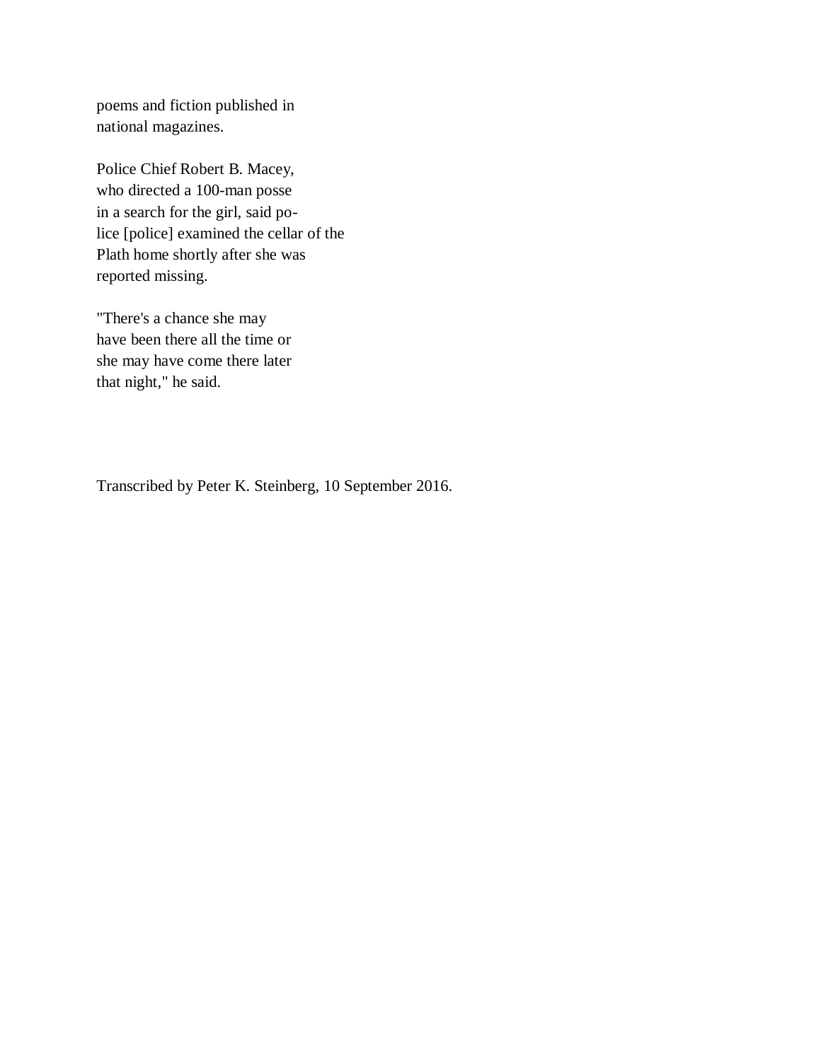poems and fiction published in national magazines.

Police Chief Robert B. Macey, who directed a 100-man posse in a search for the girl, said police [police] examined the cellar of the Plath home shortly after she was reported missing.

"There's a chance she may have been there all the time or she may have come there later that night," he said.

Transcribed by Peter K. Steinberg, 10 September 2016.